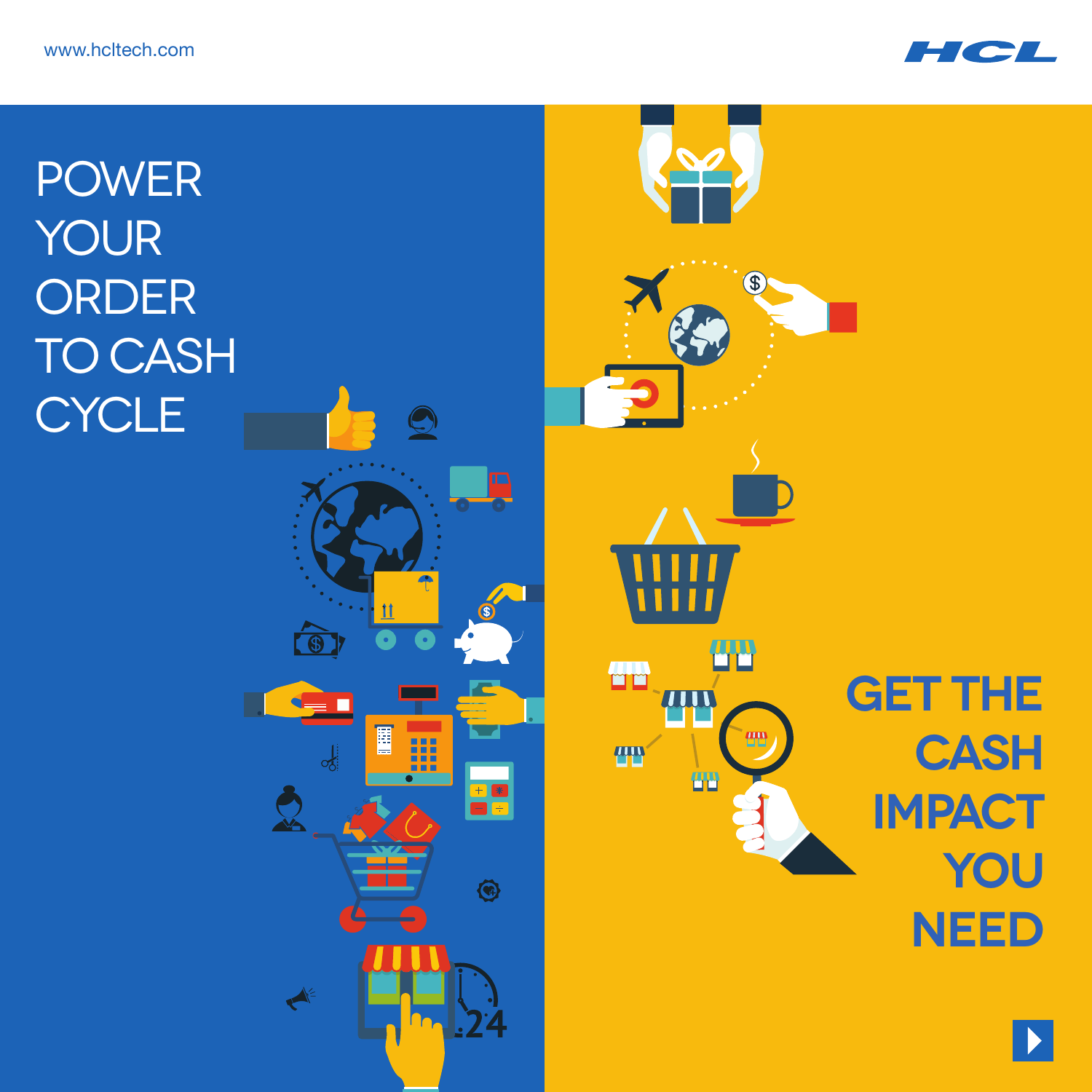www.hcltech.com

# POWER YOUR ORDER TO CASH CYCLE

# GET THE CASH IMPACT YOU NEED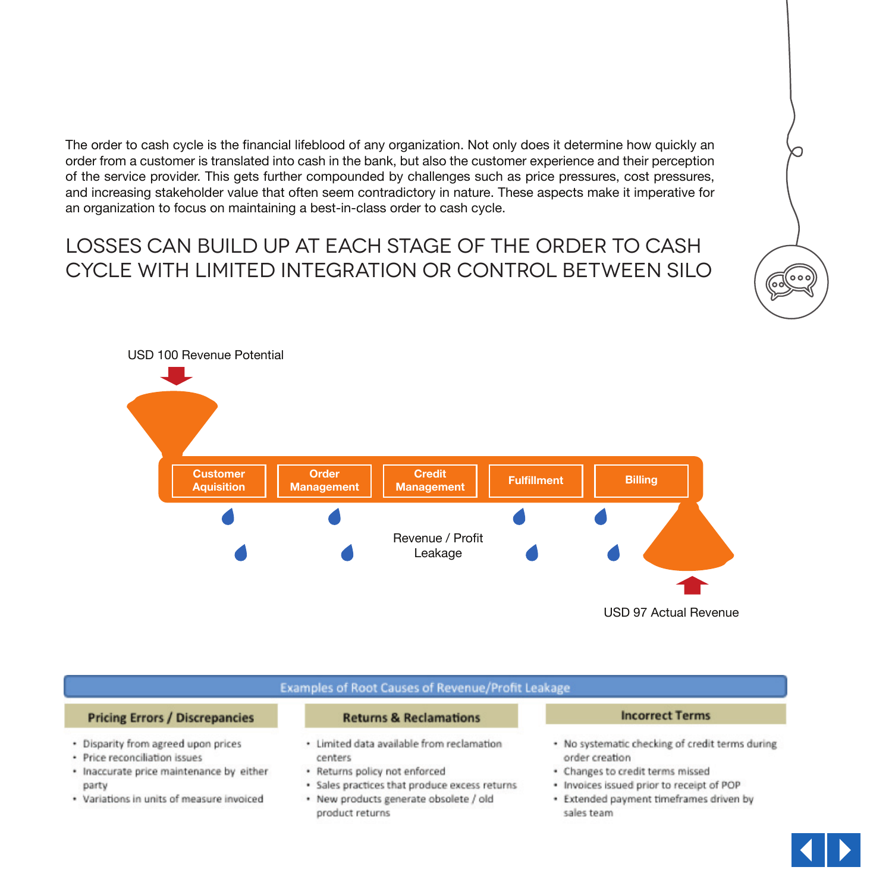The order to cash cycle is the financial lifeblood of any organization. Not only does it determine how quickly an order from a customer is translated into cash in the bank, but also the customer experience and their perception of the service provider. This gets further compounded by challenges such as price pressures, cost pressures, and increasing stakeholder value that often seem contradictory in nature. These aspects make it imperative for an organization to focus on maintaining a best-in-class order to cash cycle.

## LOSSES CAN BUILD UP AT EACH STAGE OF THE ORDER TO CASH CYCLE WITH LIMITED INTEGRATION OR CONTROL BETWEEN SILO

USD 100 Revenue Potential

Customer Aquisition | Order Management | Credit Management | Fulfillment | Billing

Revenue / Profit Leakage

USD 97 Actual Revenue

### Examples of Root Causes of Revenue/Profit Leakage

**Pricing Errors / Discrepancies**

- Disparity from agreed upon prices
- Price reconciliation issues
- Inaccurate price maintenance by either party
- Variations in units of measure invoiced

**Returns & Reclamations**

- Limited data available from reclamation centers
- Returns policy not enforced
- Sales practices that produce excess returns
- New products generate obsolete / old product returns

**Incorrect Terms**

- No systematic checking of credit terms during order creation
- Changes to credit terms missed
- Invoices issued prior to receipt of POP
- Extended payment timeframes driven by sales team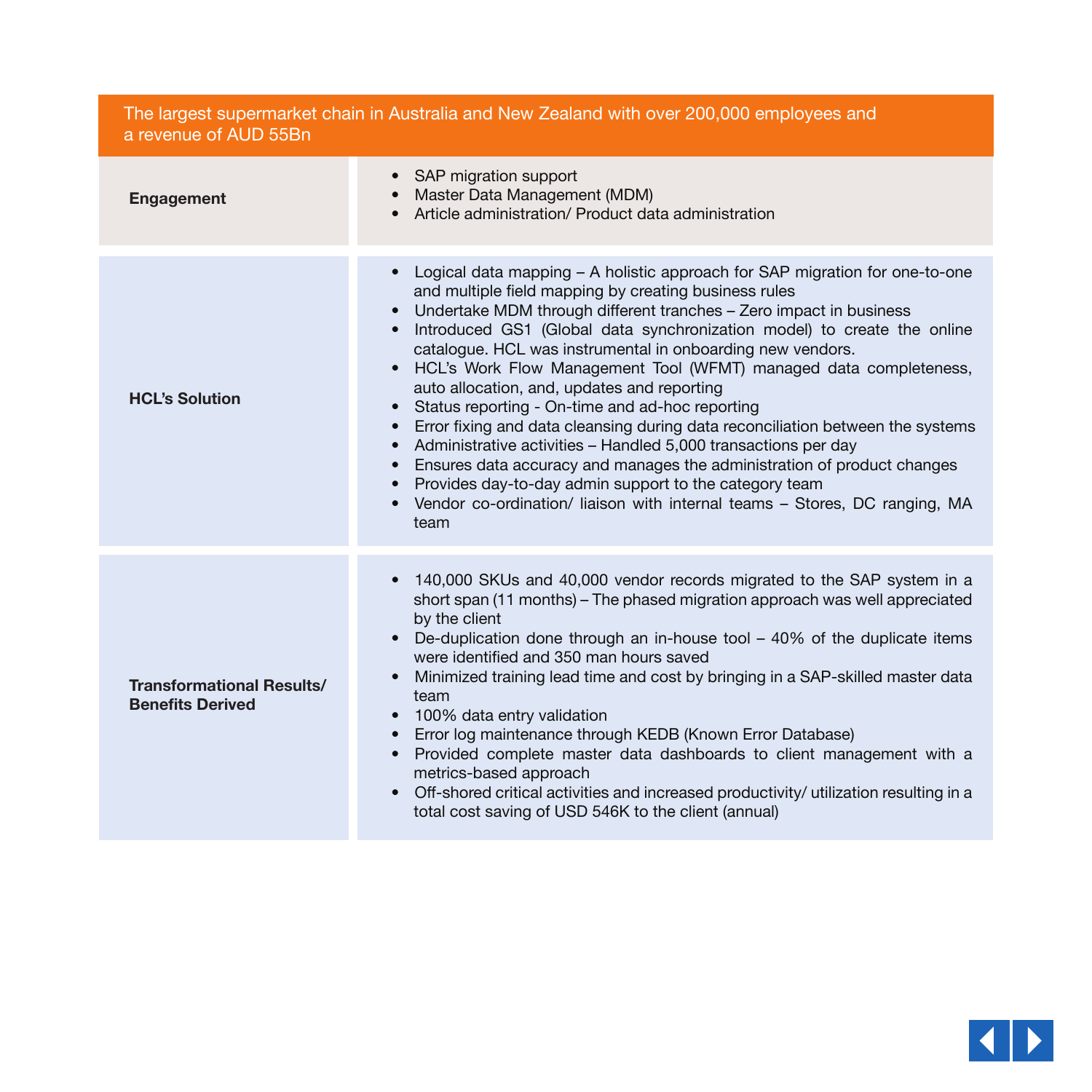| The largest supermarket chain in Australia and New Zealand with over 200,000 employees and a revenue of AUD 55Bn | |
|---|---|
| **Engagement** | • SAP migration support<br>• Master Data Management (MDM)<br>• Article administration/ Product data administration |
| **HCL's Solution** | • Logical data mapping – A holistic approach for SAP migration for one-to-one and multiple field mapping by creating business rules<br>• Undertake MDM through different tranches – Zero impact in business<br>• Introduced GS1 (Global data synchronization model) to create the online catalogue. HCL was instrumental in onboarding new vendors.<br>• HCL's Work Flow Management Tool (WFMT) managed data completeness, auto allocation, and, updates and reporting<br>• Status reporting - On-time and ad-hoc reporting<br>• Error fixing and data cleansing during data reconciliation between the systems<br>• Administrative activities – Handled 5,000 transactions per day<br>• Ensures data accuracy and manages the administration of product changes<br>• Provides day-to-day admin support to the category team<br>• Vendor co-ordination/ liaison with internal teams – Stores, DC ranging, MA team |
| **Transformational Results/ Benefits Derived** | • 140,000 SKUs and 40,000 vendor records migrated to the SAP system in a short span (11 months) – The phased migration approach was well appreciated by the client<br>• De-duplication done through an in-house tool – 40% of the duplicate items were identified and 350 man hours saved<br>• Minimized training lead time and cost by bringing in a SAP-skilled master data team<br>• 100% data entry validation<br>• Error log maintenance through KEDB (Known Error Database)<br>• Provided complete master data dashboards to client management with a metrics-based approach<br>• Off-shored critical activities and increased productivity/ utilization resulting in a total cost saving of USD 546K to the client (annual) |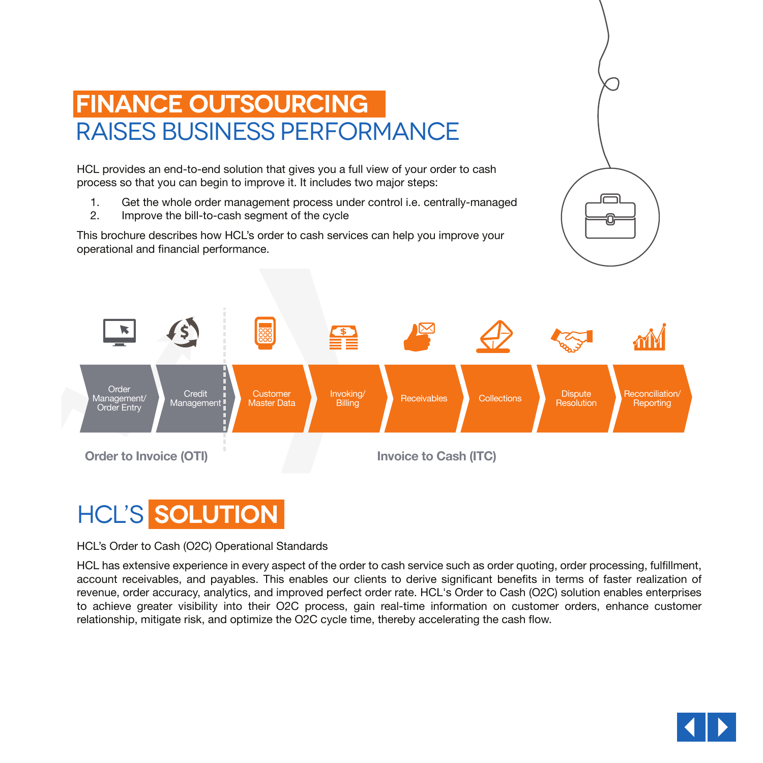# FINANCE OUTSOURCING RAISES BUSINESS PERFORMANCE

HCL provides an end-to-end solution that gives you a full view of your order to cash process so that you can begin to improve it. It includes two major steps:

1. Get the whole order management process under control i.e. centrally-managed
2. Improve the bill-to-cash segment of the cycle

This brochure describes how HCL's order to cash services can help you improve your operational and financial performance.

Order Management/ Order Entry → Credit Management → Customer Master Data → Invoking/ Billing → Receivables → Collections → Dispute Resolution → Reconciliation/ Reporting

Order to Invoice (OTI) | Invoice to Cash (ITC)

# HCL'S SOLUTION

HCL's Order to Cash (O2C) Operational Standards

HCL has extensive experience in every aspect of the order to cash service such as order quoting, order processing, fulfillment, account receivables, and payables. This enables our clients to derive significant benefits in terms of faster realization of revenue, order accuracy, analytics, and improved perfect order rate. HCL's Order to Cash (O2C) solution enables enterprises to achieve greater visibility into their O2C process, gain real-time information on customer orders, enhance customer relationship, mitigate risk, and optimize the O2C cycle time, thereby accelerating the cash flow.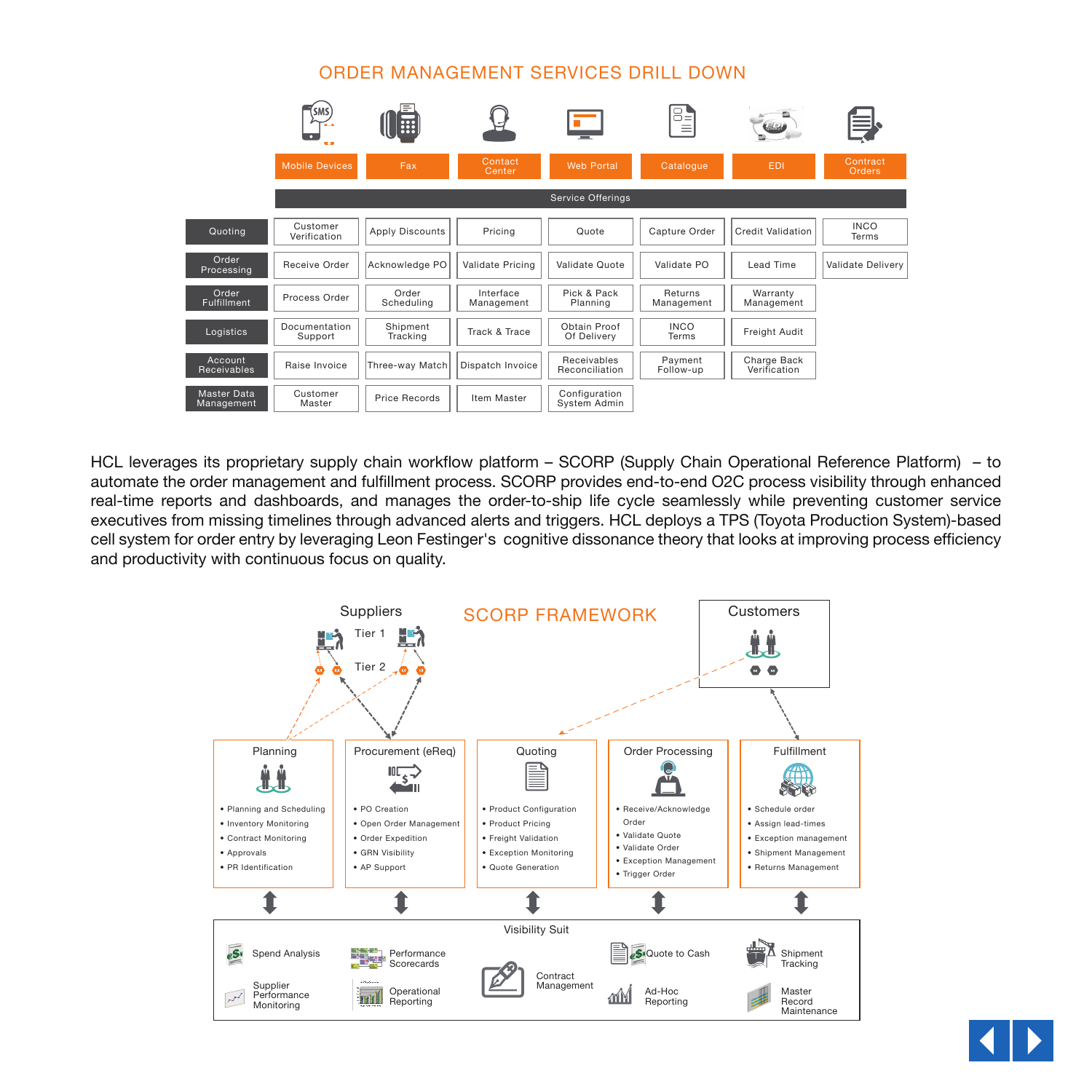## ORDER MANAGEMENT SERVICES DRILL DOWN

| | Mobile Devices | Fax | Contact Center | Web Portal | Catalogue | EDI | Contract Orders |
|---|---|---|---|---|---|---|---|
| | **Service Offerings** | | | | | | |
| Quoting | Customer Verification | Apply Discounts | Pricing | Quote | Capture Order | Credit Validation | INCO Terms |
| Order Processing | Receive Order | Acknowledge PO | Validate Pricing | Validate Quote | Validate PO | Lead Time | Validate Delivery |
| Order Fulfillment | Process Order | Order Scheduling | Interface Management | Pick & Pack Planning | Returns Management | Warranty Management | |
| Logistics | Documentation Support | Shipment Tracking | Track & Trace | Obtain Proof Of Delivery | INCO Terms | Freight Audit | |
| Account Receivables | Raise Invoice | Three-way Match | Dispatch Invoice | Receivables Reconciliation | Payment Follow-up | Charge Back Verification | |
| Master Data Management | Customer Master | Price Records | Item Master | Configuration System Admin | | | |

HCL leverages its proprietary supply chain workflow platform – SCORP (Supply Chain Operational Reference Platform) – to automate the order management and fulfillment process. SCORP provides end-to-end O2C process visibility through enhanced real-time reports and dashboards, and manages the order-to-ship life cycle seamlessly while preventing customer service executives from missing timelines through advanced alerts and triggers. HCL deploys a TPS (Toyota Production System)-based cell system for order entry by leveraging Leon Festinger's cognitive dissonance theory that looks at improving process efficiency and productivity with continuous focus on quality.

## SCORP FRAMEWORK

Suppliers: Tier 1, Tier 2

Customers

**Planning**
- Planning and Scheduling
- Inventory Monitoring
- Contract Monitoring
- Approvals
- PR Identification

**Procurement (eReq)**
- PO Creation
- Open Order Management
- Order Expedition
- GRN Visibility
- AP Support

**Quoting**
- Product Configuration
- Product Pricing
- Freight Validation
- Exception Monitoring
- Quote Generation

**Order Processing**
- Receive/Acknowledge Order
- Validate Quote
- Validate Order
- Exception Management
- Trigger Order

**Fulfillment**
- Schedule order
- Assign lead-times
- Exception management
- Shipment Management
- Returns Management

**Visibility Suit**
- Spend Analysis
- Supplier Performance Monitoring
- Performance Scorecards
- Operational Reporting
- Contract Management
- Quote to Cash
- Ad-Hoc Reporting
- Shipment Tracking
- Master Record Maintenance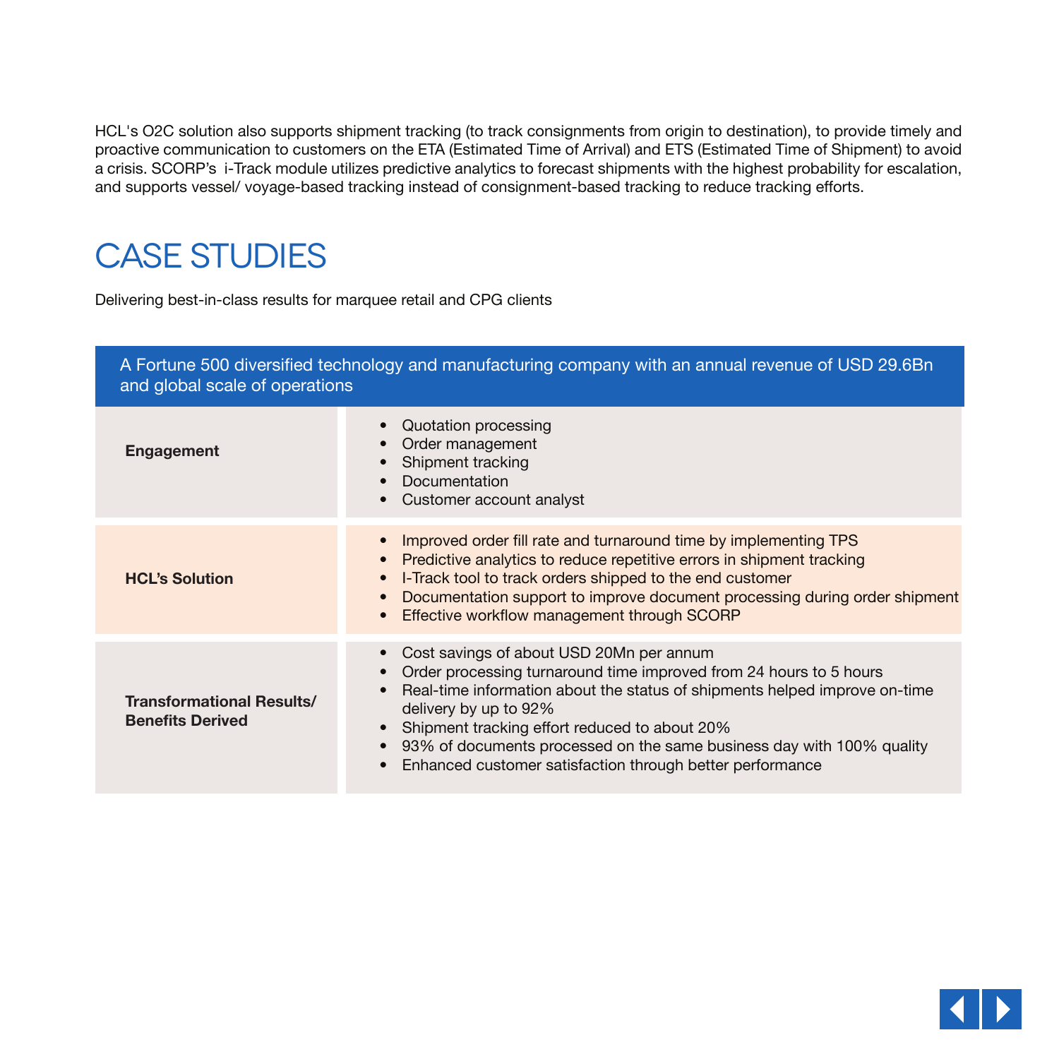HCL's O2C solution also supports shipment tracking (to track consignments from origin to destination), to provide timely and proactive communication to customers on the ETA (Estimated Time of Arrival) and ETS (Estimated Time of Shipment) to avoid a crisis. SCORP's i-Track module utilizes predictive analytics to forecast shipments with the highest probability for escalation, and supports vessel/ voyage-based tracking instead of consignment-based tracking to reduce tracking efforts.

# CASE STUDIES

Delivering best-in-class results for marquee retail and CPG clients

| A Fortune 500 diversified technology and manufacturing company with an annual revenue of USD 29.6Bn and global scale of operations | |
|---|---|
| **Engagement** | • Quotation processing<br>• Order management<br>• Shipment tracking<br>• Documentation<br>• Customer account analyst |
| **HCL's Solution** | • Improved order fill rate and turnaround time by implementing TPS<br>• Predictive analytics to reduce repetitive errors in shipment tracking<br>• I-Track tool to track orders shipped to the end customer<br>• Documentation support to improve document processing during order shipment<br>• Effective workflow management through SCORP |
| **Transformational Results/ Benefits Derived** | • Cost savings of about USD 20Mn per annum<br>• Order processing turnaround time improved from 24 hours to 5 hours<br>• Real-time information about the status of shipments helped improve on-time delivery by up to 92%<br>• Shipment tracking effort reduced to about 20%<br>• 93% of documents processed on the same business day with 100% quality<br>• Enhanced customer satisfaction through better performance |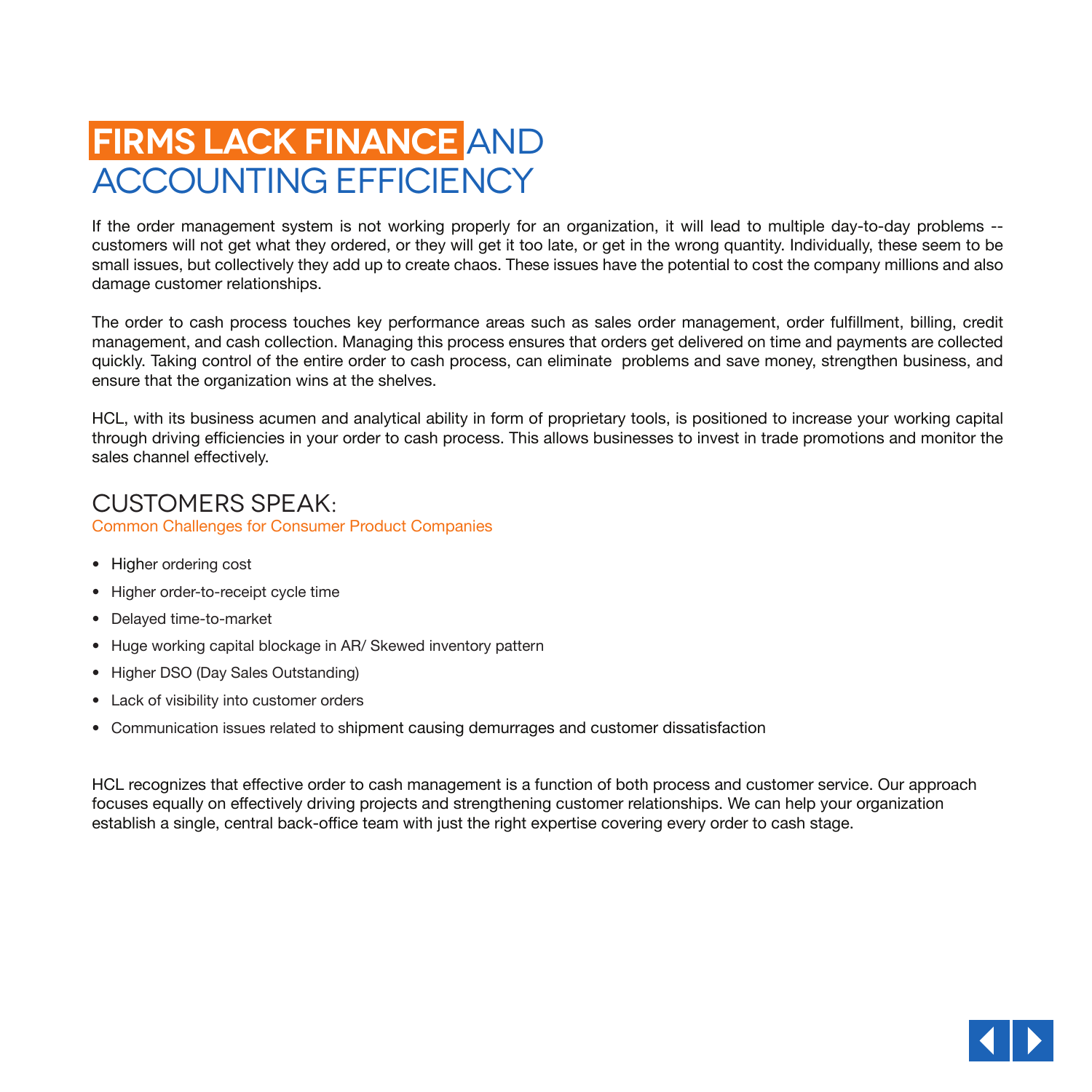# FIRMS LACK FINANCE AND ACCOUNTING EFFICIENCY

If the order management system is not working properly for an organization, it will lead to multiple day-to-day problems -- customers will not get what they ordered, or they will get it too late, or get in the wrong quantity. Individually, these seem to be small issues, but collectively they add up to create chaos. These issues have the potential to cost the company millions and also damage customer relationships.

The order to cash process touches key performance areas such as sales order management, order fulfillment, billing, credit management, and cash collection. Managing this process ensures that orders get delivered on time and payments are collected quickly. Taking control of the entire order to cash process, can eliminate problems and save money, strengthen business, and ensure that the organization wins at the shelves.

HCL, with its business acumen and analytical ability in form of proprietary tools, is positioned to increase your working capital through driving efficiencies in your order to cash process. This allows businesses to invest in trade promotions and monitor the sales channel effectively.

## CUSTOMERS SPEAK:

Common Challenges for Consumer Product Companies

- Higher ordering cost
- Higher order-to-receipt cycle time
- Delayed time-to-market
- Huge working capital blockage in AR/ Skewed inventory pattern
- Higher DSO (Day Sales Outstanding)
- Lack of visibility into customer orders
- Communication issues related to shipment causing demurrages and customer dissatisfaction

HCL recognizes that effective order to cash management is a function of both process and customer service. Our approach focuses equally on effectively driving projects and strengthening customer relationships. We can help your organization establish a single, central back-office team with just the right expertise covering every order to cash stage.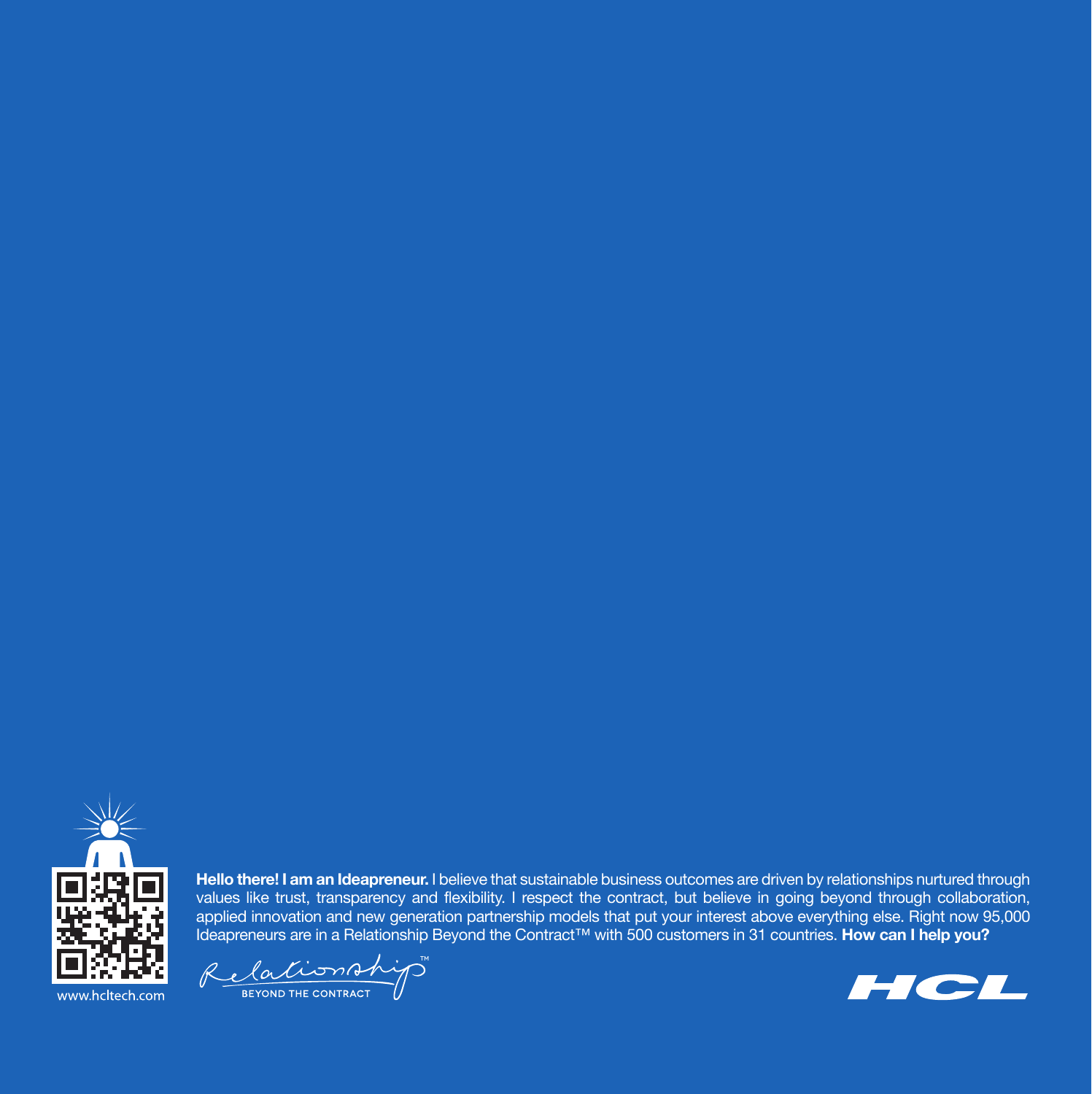**Hello there! I am an Ideapreneur.** I believe that sustainable business outcomes are driven by relationships nurtured through values like trust, transparency and flexibility. I respect the contract, but believe in going beyond through collaboration, applied innovation and new generation partnership models that put your interest above everything else. Right now 95,000 Ideapreneurs are in a Relationship Beyond the Contract™ with 500 customers in 31 countries. **How can I help you?**

www.hcltech.com

Relationship™ BEYOND THE CONTRACT

HCL